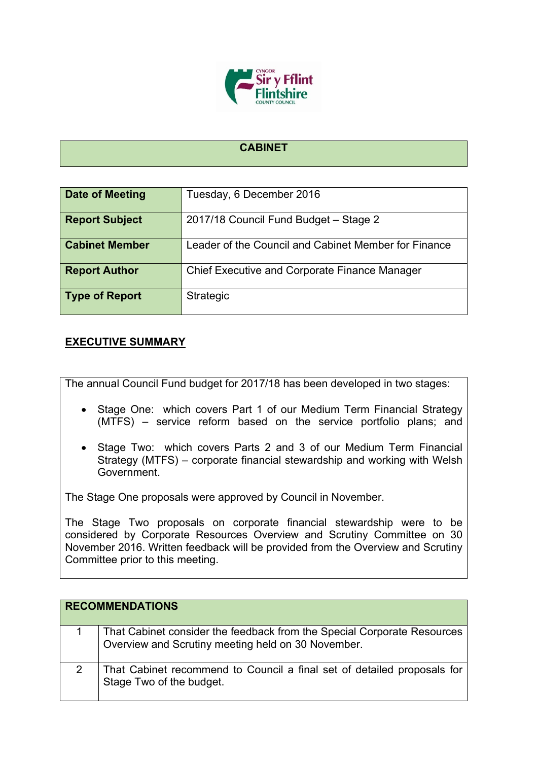# CABINET

| Date of Meeting | Tuesday, 6 December 2016 |
|---|---|
| Report Subject | 2017/18 Council Fund Budget – Stage 2 |
| Cabinet Member | Leader of the Council and Cabinet Member for Finance |
| Report Author | Chief Executive and Corporate Finance Manager |
| Type of Report | Strategic |

## EXECUTIVE SUMMARY

The annual Council Fund budget for 2017/18 has been developed in two stages:

- Stage One: which covers Part 1 of our Medium Term Financial Strategy (MTFS) – service reform based on the service portfolio plans; and
- Stage Two: which covers Parts 2 and 3 of our Medium Term Financial Strategy (MTFS) – corporate financial stewardship and working with Welsh Government.

The Stage One proposals were approved by Council in November.

The Stage Two proposals on corporate financial stewardship were to be considered by Corporate Resources Overview and Scrutiny Committee on 30 November 2016. Written feedback will be provided from the Overview and Scrutiny Committee prior to this meeting.

| RECOMMENDATIONS | |
|---|---|
| 1 | That Cabinet consider the feedback from the Special Corporate Resources Overview and Scrutiny meeting held on 30 November. |
| 2 | That Cabinet recommend to Council a final set of detailed proposals for Stage Two of the budget. |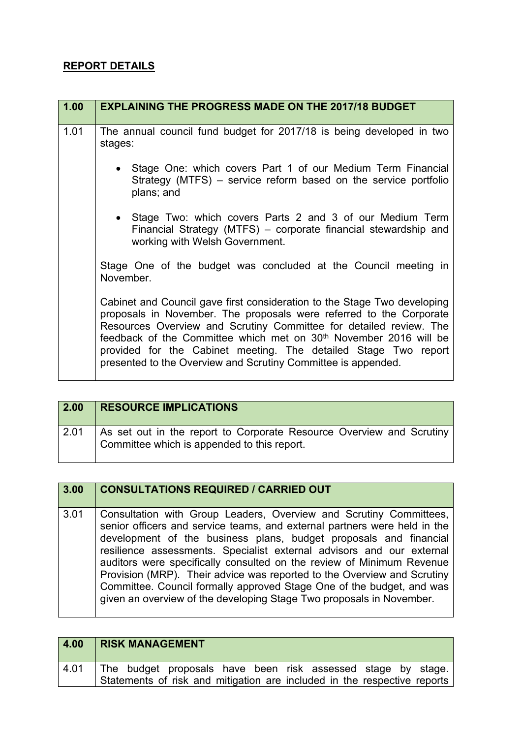## REPORT DETAILS

| 1.00 | EXPLAINING THE PROGRESS MADE ON THE 2017/18 BUDGET |
|---|---|
| 1.01 | The annual council fund budget for 2017/18 is being developed in two stages:<br><br>• Stage One: which covers Part 1 of our Medium Term Financial Strategy (MTFS) – service reform based on the service portfolio plans; and<br><br>• Stage Two: which covers Parts 2 and 3 of our Medium Term Financial Strategy (MTFS) – corporate financial stewardship and working with Welsh Government.<br><br>Stage One of the budget was concluded at the Council meeting in November.<br><br>Cabinet and Council gave first consideration to the Stage Two developing proposals in November. The proposals were referred to the Corporate Resources Overview and Scrutiny Committee for detailed review. The feedback of the Committee which met on 30th November 2016 will be provided for the Cabinet meeting. The detailed Stage Two report presented to the Overview and Scrutiny Committee is appended. |

| 2.00 | RESOURCE IMPLICATIONS |
|---|---|
| 2.01 | As set out in the report to Corporate Resource Overview and Scrutiny Committee which is appended to this report. |

| 3.00 | CONSULTATIONS REQUIRED / CARRIED OUT |
|---|---|
| 3.01 | Consultation with Group Leaders, Overview and Scrutiny Committees, senior officers and service teams, and external partners were held in the development of the business plans, budget proposals and financial resilience assessments. Specialist external advisors and our external auditors were specifically consulted on the review of Minimum Revenue Provision (MRP). Their advice was reported to the Overview and Scrutiny Committee. Council formally approved Stage One of the budget, and was given an overview of the developing Stage Two proposals in November. |

| 4.00 | RISK MANAGEMENT |
|---|---|
| 4.01 | The budget proposals have been risk assessed stage by stage. Statements of risk and mitigation are included in the respective reports |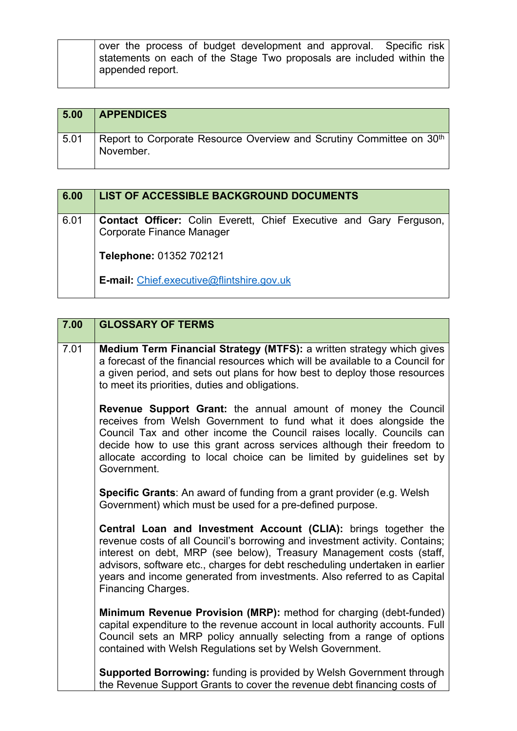| | |
|---|---|
| | over the process of budget development and approval. Specific risk statements on each of the Stage Two proposals are included within the appended report. |

| 5.00 | APPENDICES |
|---|---|
| 5.01 | Report to Corporate Resource Overview and Scrutiny Committee on 30th November. |

| 6.00 | LIST OF ACCESSIBLE BACKGROUND DOCUMENTS |
|---|---|
| 6.01 | **Contact Officer:** Colin Everett, Chief Executive and Gary Ferguson, Corporate Finance Manager<br><br>**Telephone:** 01352 702121<br><br>**E-mail:** Chief.executive@flintshire.gov.uk |

| 7.00 | GLOSSARY OF TERMS |
|---|---|
| 7.01 | **Medium Term Financial Strategy (MTFS):** a written strategy which gives a forecast of the financial resources which will be available to a Council for a given period, and sets out plans for how best to deploy those resources to meet its priorities, duties and obligations.<br><br>**Revenue Support Grant:** the annual amount of money the Council receives from Welsh Government to fund what it does alongside the Council Tax and other income the Council raises locally. Councils can decide how to use this grant across services although their freedom to allocate according to local choice can be limited by guidelines set by Government.<br><br>**Specific Grants**: An award of funding from a grant provider (e.g. Welsh Government) which must be used for a pre-defined purpose.<br><br>**Central Loan and Investment Account (CLIA):** brings together the revenue costs of all Council's borrowing and investment activity. Contains; interest on debt, MRP (see below), Treasury Management costs (staff, advisors, software etc., charges for debt rescheduling undertaken in earlier years and income generated from investments. Also referred to as Capital Financing Charges.<br><br>**Minimum Revenue Provision (MRP):** method for charging (debt-funded) capital expenditure to the revenue account in local authority accounts. Full Council sets an MRP policy annually selecting from a range of options contained with Welsh Regulations set by Welsh Government.<br><br>**Supported Borrowing:** funding is provided by Welsh Government through the Revenue Support Grants to cover the revenue debt financing costs of |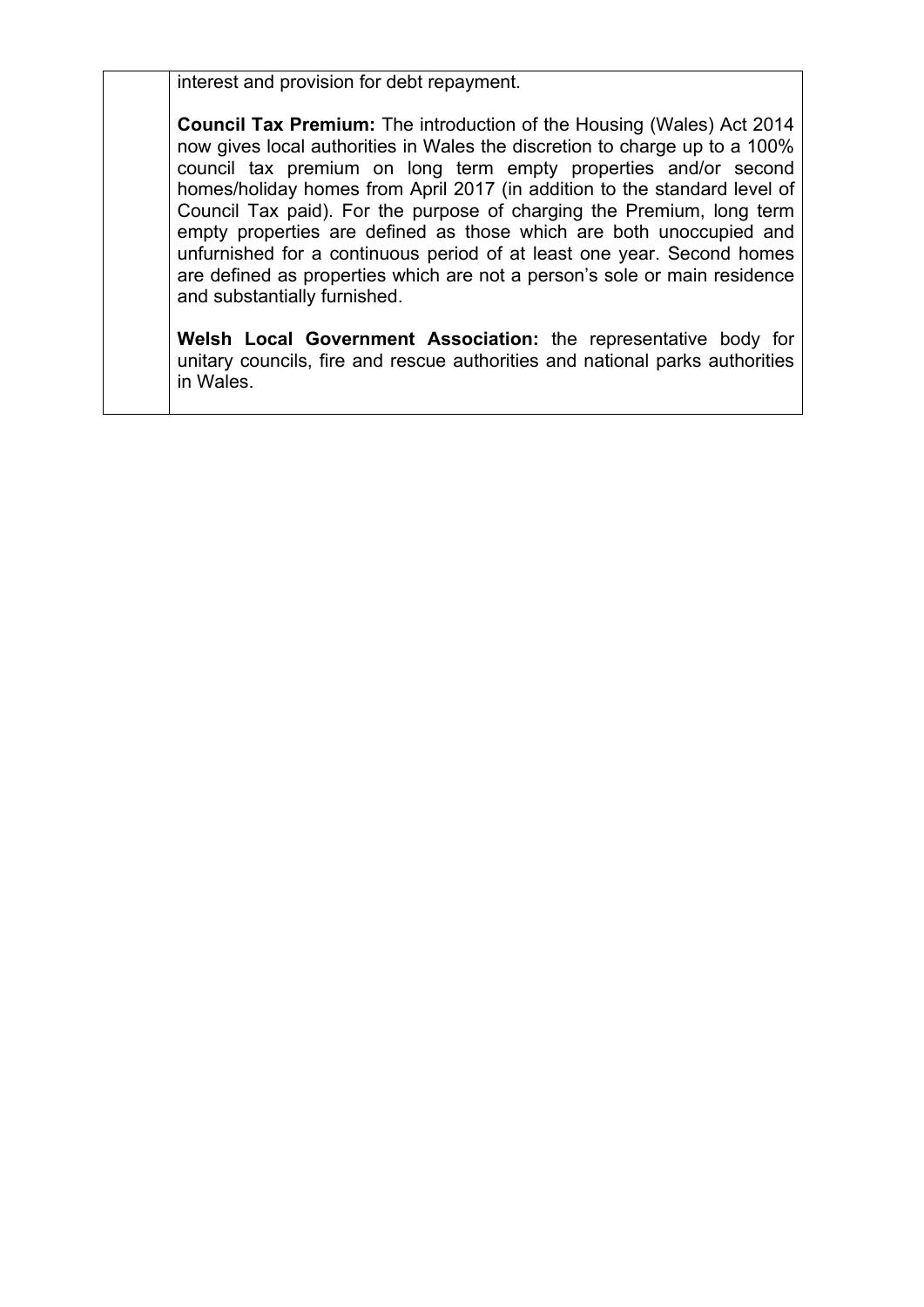| | |
|---|---|
| | interest and provision for debt repayment.<br><br>**Council Tax Premium:** The introduction of the Housing (Wales) Act 2014 now gives local authorities in Wales the discretion to charge up to a 100% council tax premium on long term empty properties and/or second homes/holiday homes from April 2017 (in addition to the standard level of Council Tax paid). For the purpose of charging the Premium, long term empty properties are defined as those which are both unoccupied and unfurnished for a continuous period of at least one year. Second homes are defined as properties which are not a person's sole or main residence and substantially furnished.<br><br>**Welsh Local Government Association:** the representative body for unitary councils, fire and rescue authorities and national parks authorities in Wales. |